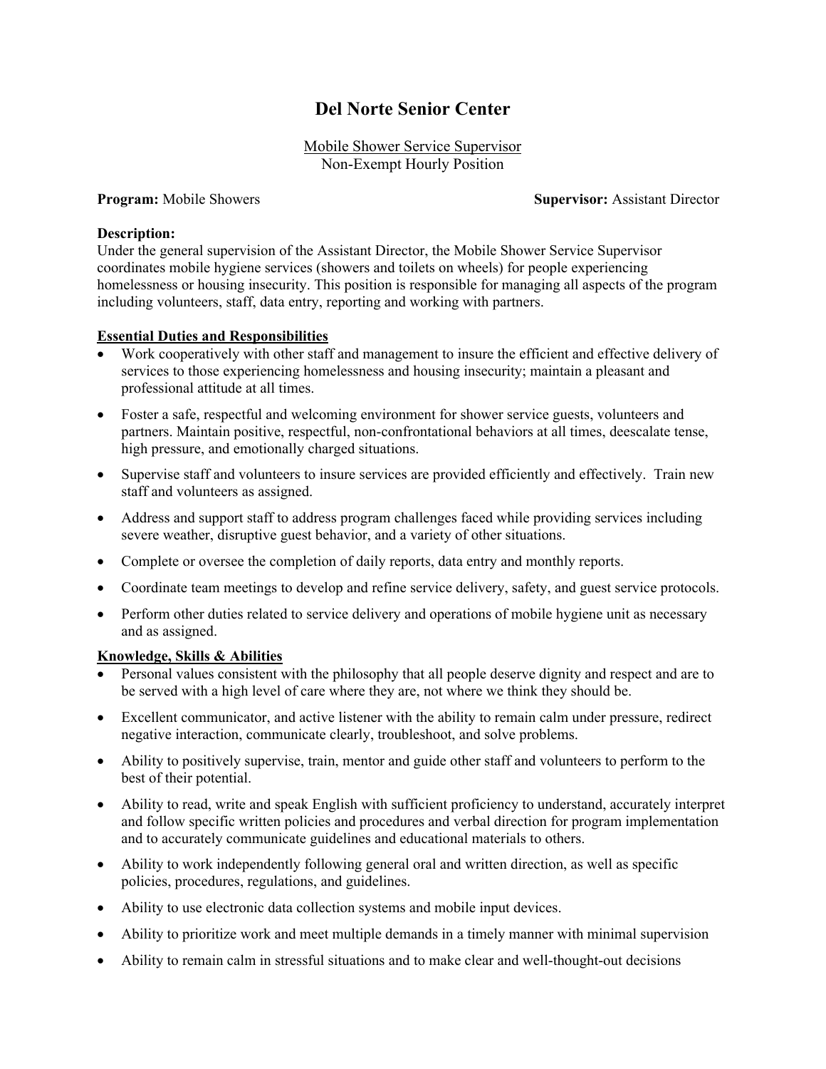# Del Norte Senior Center

<u>Mobile Shower Service Supervisor</u>
Non-Exempt Hourly Position

**Program:** Mobile Showers **Supervisor:** Assistant Director

**Description:**
Under the general supervision of the Assistant Director, the Mobile Shower Service Supervisor coordinates mobile hygiene services (showers and toilets on wheels) for people experiencing homelessness or housing insecurity. This position is responsible for managing all aspects of the program including volunteers, staff, data entry, reporting and working with partners.

**<u>Essential Duties and Responsibilities</u>**

- Work cooperatively with other staff and management to insure the efficient and effective delivery of services to those experiencing homelessness and housing insecurity; maintain a pleasant and professional attitude at all times.
- Foster a safe, respectful and welcoming environment for shower service guests, volunteers and partners. Maintain positive, respectful, non-confrontational behaviors at all times, deescalate tense, high pressure, and emotionally charged situations.
- Supervise staff and volunteers to insure services are provided efficiently and effectively. Train new staff and volunteers as assigned.
- Address and support staff to address program challenges faced while providing services including severe weather, disruptive guest behavior, and a variety of other situations.
- Complete or oversee the completion of daily reports, data entry and monthly reports.
- Coordinate team meetings to develop and refine service delivery, safety, and guest service protocols.
- Perform other duties related to service delivery and operations of mobile hygiene unit as necessary and as assigned.

**<u>Knowledge, Skills & Abilities</u>**

- Personal values consistent with the philosophy that all people deserve dignity and respect and are to be served with a high level of care where they are, not where we think they should be.
- Excellent communicator, and active listener with the ability to remain calm under pressure, redirect negative interaction, communicate clearly, troubleshoot, and solve problems.
- Ability to positively supervise, train, mentor and guide other staff and volunteers to perform to the best of their potential.
- Ability to read, write and speak English with sufficient proficiency to understand, accurately interpret and follow specific written policies and procedures and verbal direction for program implementation and to accurately communicate guidelines and educational materials to others.
- Ability to work independently following general oral and written direction, as well as specific policies, procedures, regulations, and guidelines.
- Ability to use electronic data collection systems and mobile input devices.
- Ability to prioritize work and meet multiple demands in a timely manner with minimal supervision
- Ability to remain calm in stressful situations and to make clear and well-thought-out decisions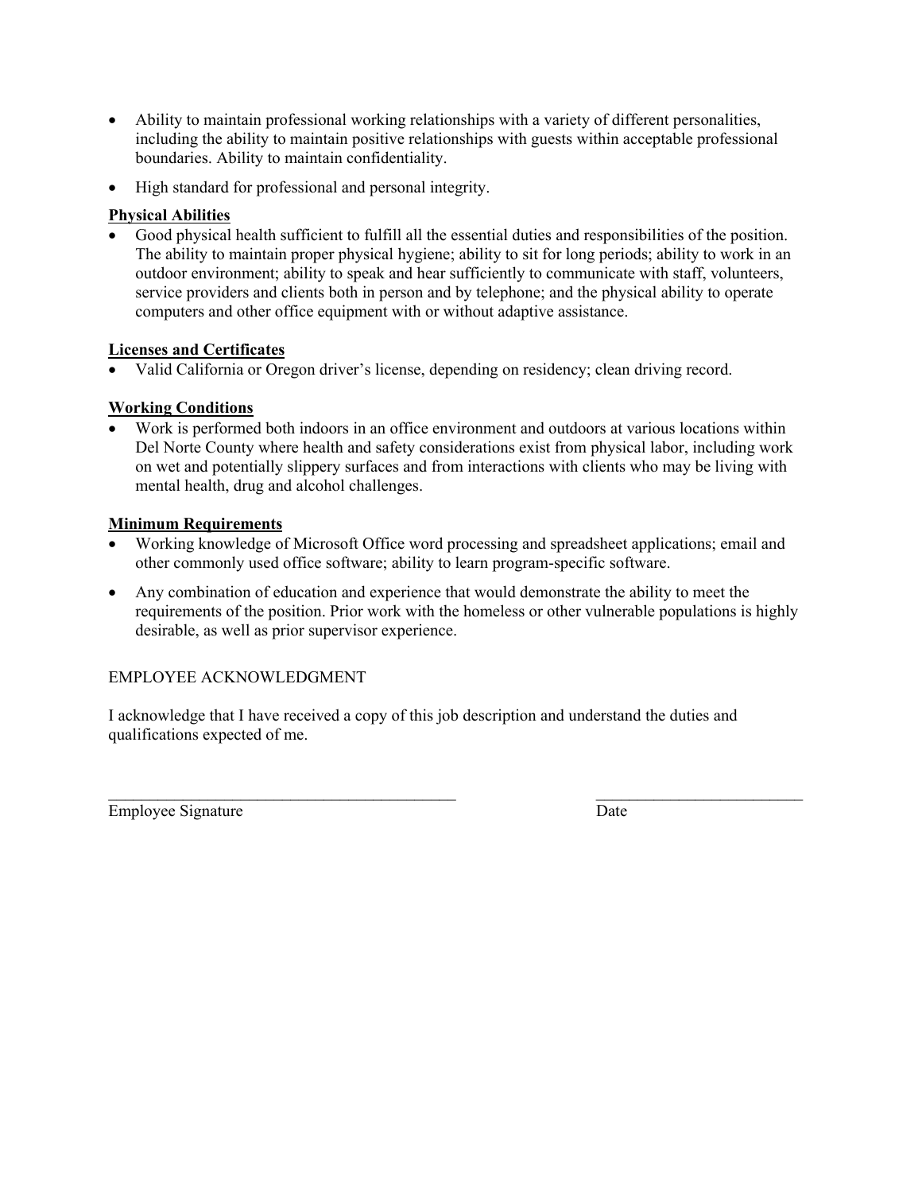- Ability to maintain professional working relationships with a variety of different personalities, including the ability to maintain positive relationships with guests within acceptable professional boundaries. Ability to maintain confidentiality.
- High standard for professional and personal integrity.

**Physical Abilities**

- Good physical health sufficient to fulfill all the essential duties and responsibilities of the position. The ability to maintain proper physical hygiene; ability to sit for long periods; ability to work in an outdoor environment; ability to speak and hear sufficiently to communicate with staff, volunteers, service providers and clients both in person and by telephone; and the physical ability to operate computers and other office equipment with or without adaptive assistance.

**Licenses and Certificates**

- Valid California or Oregon driver's license, depending on residency; clean driving record.

**Working Conditions**

- Work is performed both indoors in an office environment and outdoors at various locations within Del Norte County where health and safety considerations exist from physical labor, including work on wet and potentially slippery surfaces and from interactions with clients who may be living with mental health, drug and alcohol challenges.

**Minimum Requirements**

- Working knowledge of Microsoft Office word processing and spreadsheet applications; email and other commonly used office software; ability to learn program-specific software.
- Any combination of education and experience that would demonstrate the ability to meet the requirements of the position. Prior work with the homeless or other vulnerable populations is highly desirable, as well as prior supervisor experience.

EMPLOYEE ACKNOWLEDGMENT

I acknowledge that I have received a copy of this job description and understand the duties and qualifications expected of me.

\_\_\_\_\_\_\_\_\_\_\_\_\_\_\_\_\_\_\_\_\_\_\_\_\_\_\_\_\_\_\_\_\_\_\_\_\_\_\_\_\_\_\_\_ \_\_\_\_\_\_\_\_\_\_\_\_\_\_\_\_\_\_\_\_\_\_\_\_\_\_

Employee Signature Date